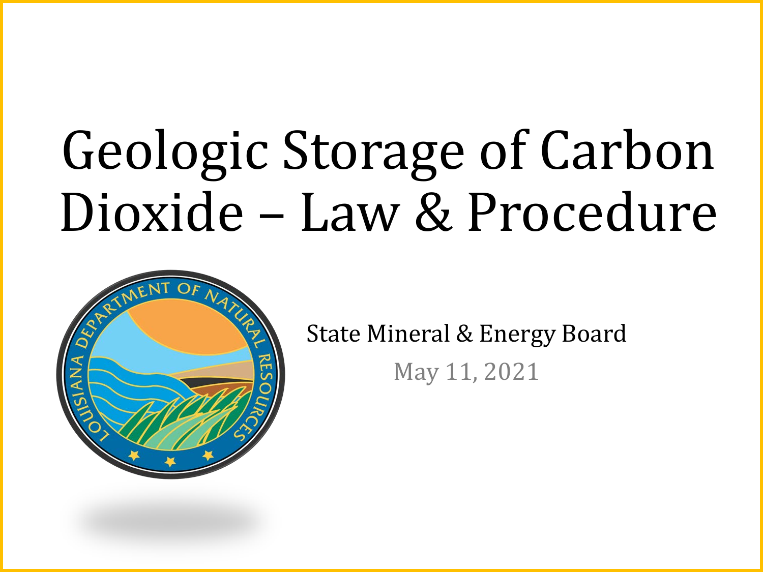# Geologic Storage of Carbon Dioxide – Law & Procedure

State Mineral & Energy Board

May 11, 2021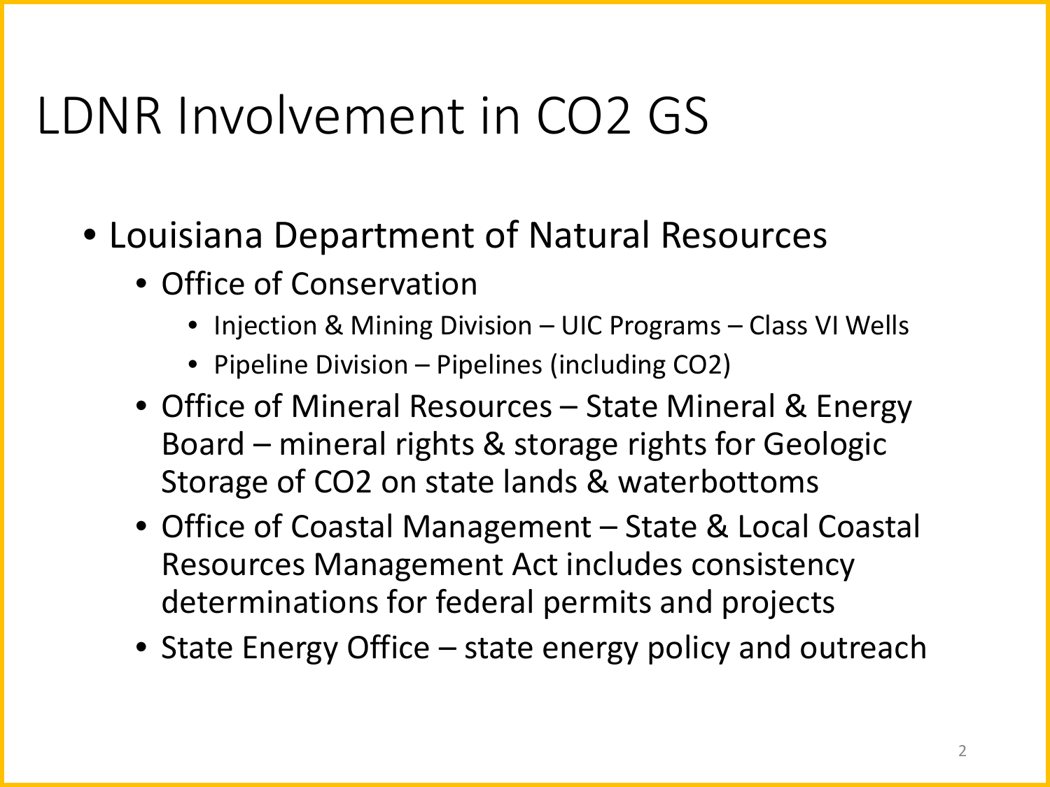# LDNR Involvement in $CO_2$ GS

- Louisiana Department of Natural Resources
  - Office of Conservation
    - Injection & Mining Division – UIC Programs – Class VI Wells
    - Pipeline Division – Pipelines (including $CO_2$)
  - Office of Mineral Resources – State Mineral & Energy Board – mineral rights & storage rights for Geologic Storage of $CO_2$ on state lands & waterbottoms
  - Office of Coastal Management – State & Local Coastal Resources Management Act includes consistency determinations for federal permits and projects
  - State Energy Office – state energy policy and outreach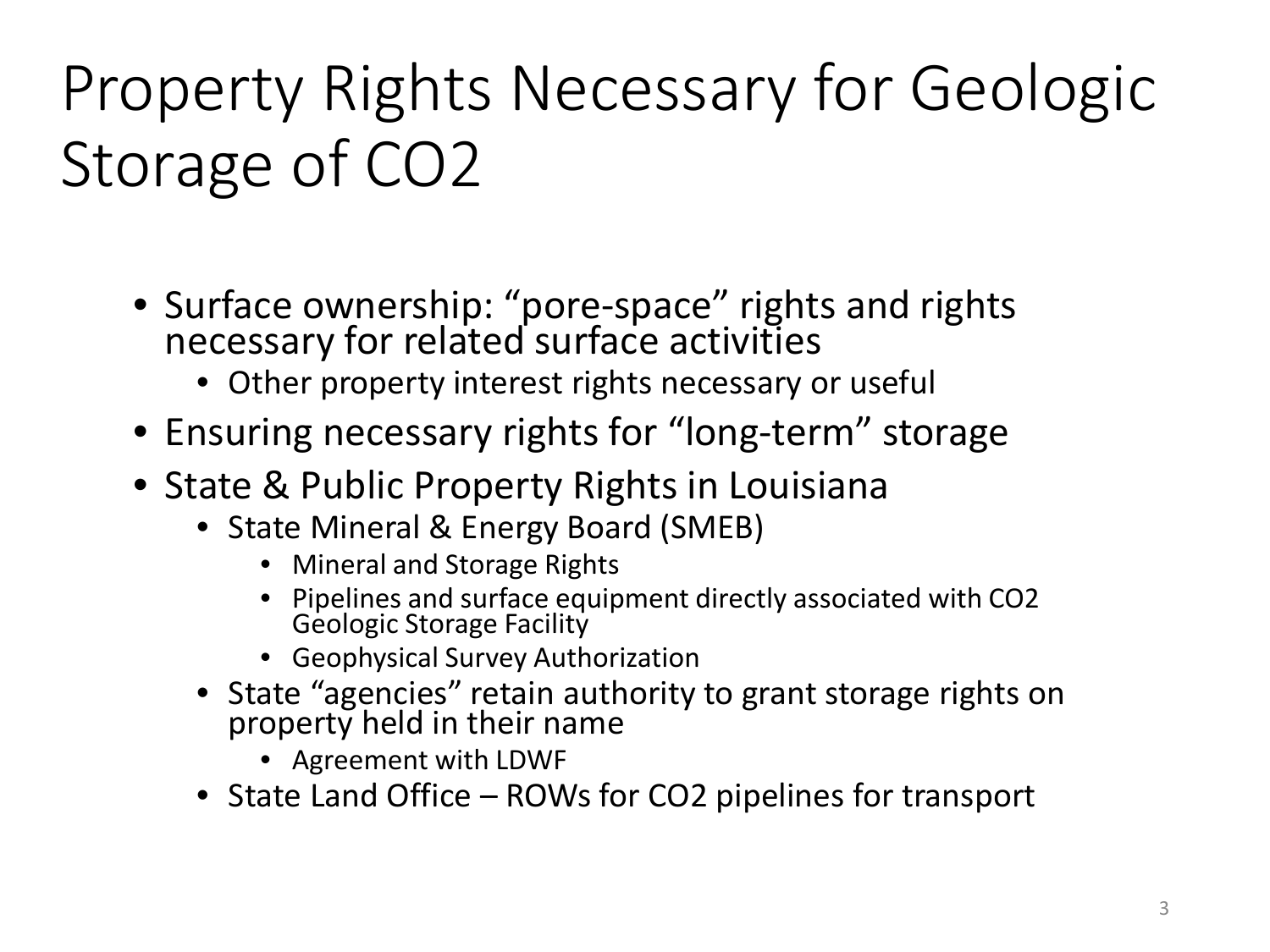# Property Rights Necessary for Geologic Storage of $CO_2$

- Surface ownership: "pore-space" rights and rights necessary for related surface activities
  - Other property interest rights necessary or useful
- Ensuring necessary rights for "long-term" storage
- State & Public Property Rights in Louisiana
  - State Mineral & Energy Board (SMEB)
    - Mineral and Storage Rights
    - Pipelines and surface equipment directly associated with $CO_2$ Geologic Storage Facility
    - Geophysical Survey Authorization
  - State "agencies" retain authority to grant storage rights on property held in their name
    - Agreement with LDWF
  - State Land Office – ROWs for $CO_2$ pipelines for transport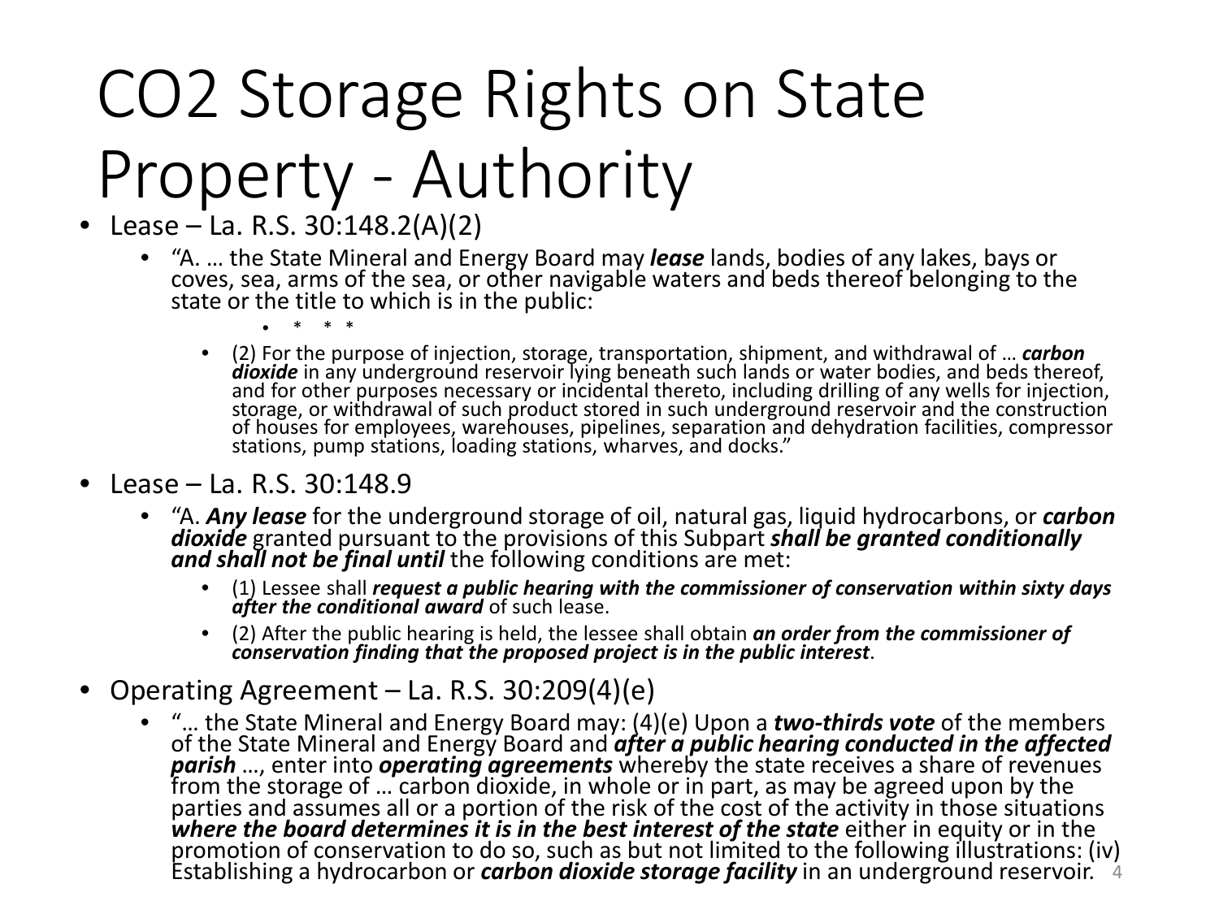# CO2 Storage Rights on State Property - Authority

- Lease – La. R.S. 30:148.2(A)(2)
  - "A. … the State Mineral and Energy Board may ***lease*** lands, bodies of any lakes, bays or coves, sea, arms of the sea, or other navigable waters and beds thereof belonging to the state or the title to which is in the public:
    - \* \* \*
    - (2) For the purpose of injection, storage, transportation, shipment, and withdrawal of … ***carbon dioxide*** in any underground reservoir lying beneath such lands or water bodies, and beds thereof, and for other purposes necessary or incidental thereto, including drilling of any wells for injection, storage, or withdrawal of such product stored in such underground reservoir and the construction of houses for employees, warehouses, pipelines, separation and dehydration facilities, compressor stations, pump stations, loading stations, wharves, and docks."
- Lease – La. R.S. 30:148.9
  - "A. ***Any lease*** for the underground storage of oil, natural gas, liquid hydrocarbons, or ***carbon dioxide*** granted pursuant to the provisions of this Subpart ***shall be granted conditionally and shall not be final until*** the following conditions are met:
    - (1) Lessee shall ***request a public hearing with the commissioner of conservation within sixty days after the conditional award*** of such lease.
    - (2) After the public hearing is held, the lessee shall obtain ***an order from the commissioner of conservation finding that the proposed project is in the public interest***.
- Operating Agreement – La. R.S. 30:209(4)(e)
  - "… the State Mineral and Energy Board may: (4)(e) Upon a ***two-thirds vote*** of the members of the State Mineral and Energy Board and ***after a public hearing conducted in the affected parish*** …, enter into ***operating agreements*** whereby the state receives a share of revenues from the storage of … carbon dioxide, in whole or in part, as may be agreed upon by the parties and assumes all or a portion of the risk of the cost of the activity in those situations ***where the board determines it is in the best interest of the state*** either in equity or in the promotion of conservation to do so, such as but not limited to the following illustrations: (iv) Establishing a hydrocarbon or ***carbon dioxide storage facility*** in an underground reservoir.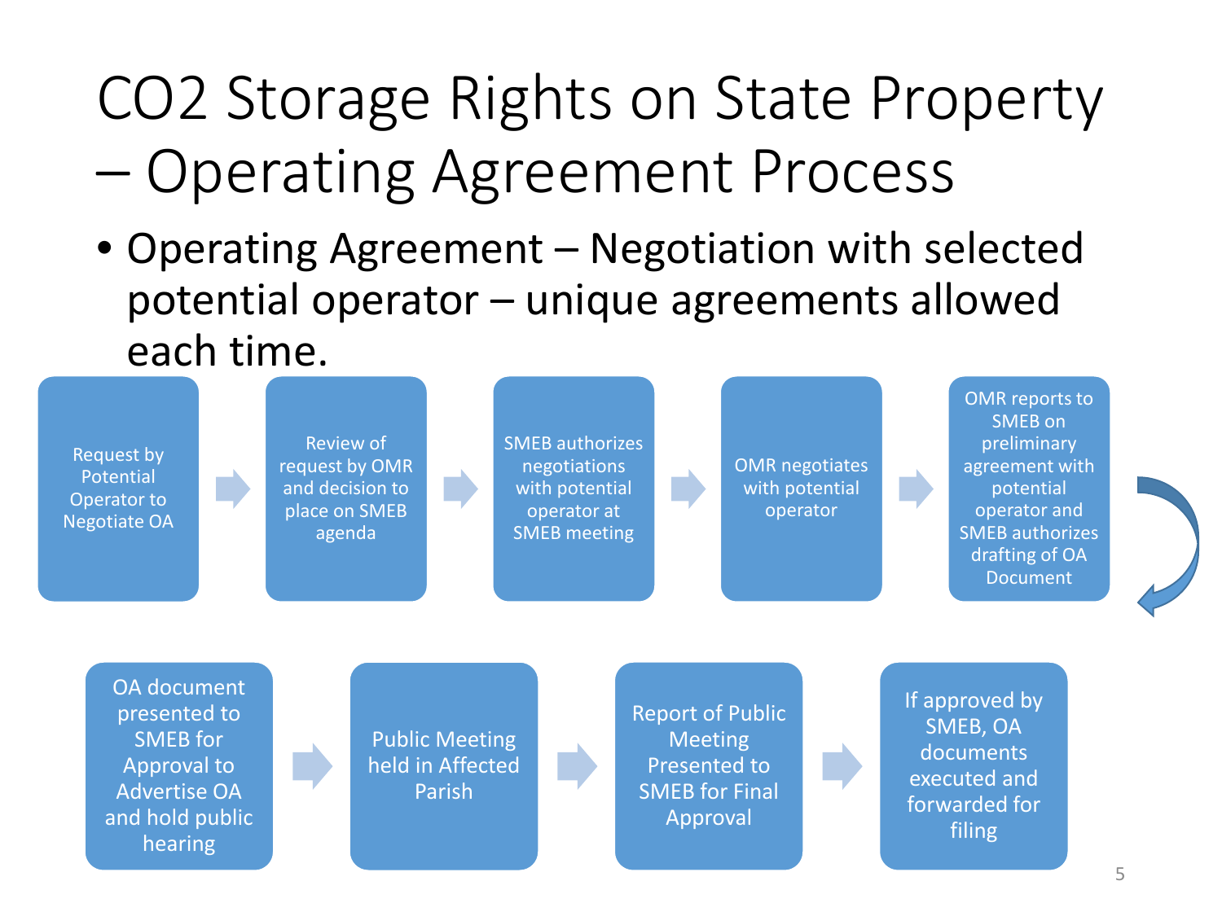# $CO_2$ Storage Rights on State Property – Operating Agreement Process

- Operating Agreement – Negotiation with selected potential operator – unique agreements allowed each time.

1. Request by Potential Operator to Negotiate OA
2. Review of request by OMR and decision to place on SMEB agenda
3. SMEB authorizes negotiations with potential operator at SMEB meeting
4. OMR negotiates with potential operator
5. OMR reports to SMEB on preliminary agreement with potential operator and SMEB authorizes drafting of OA Document
6. OA document presented to SMEB for Approval to Advertise OA and hold public hearing
7. Public Meeting held in Affected Parish
8. Report of Public Meeting Presented to SMEB for Final Approval
9. If approved by SMEB, OA documents executed and forwarded for filing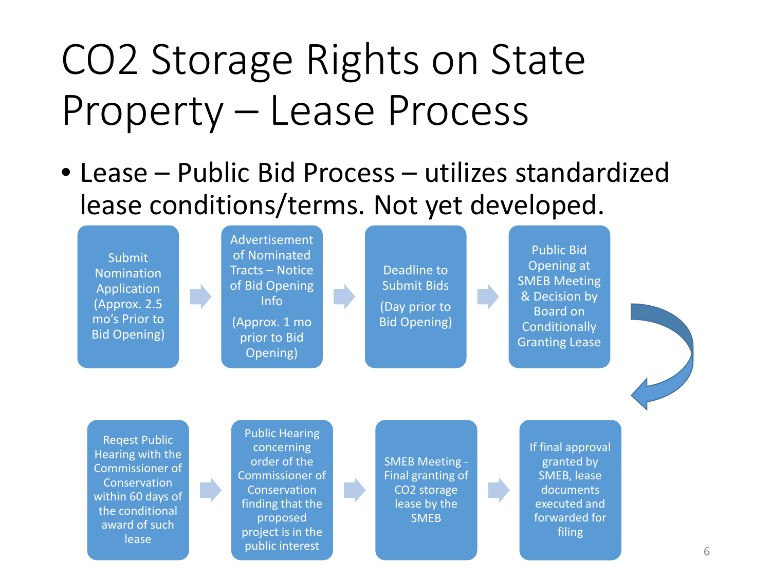# CO2 Storage Rights on State Property – Lease Process

- Lease – Public Bid Process – utilizes standardized lease conditions/terms. Not yet developed.

1. Submit Nomination Application (Approx. 2.5 mo's Prior to Bid Opening)
2. Advertisement of Nominated Tracts – Notice of Bid Opening Info (Approx. 1 mo prior to Bid Opening)
3. Deadline to Submit Bids (Day prior to Bid Opening)
4. Public Bid Opening at SMEB Meeting & Decision by Board on Conditionally Granting Lease
5. Reqest Public Hearing with the Commissioner of Conservation within 60 days of the conditional award of such lease
6. Public Hearing concerning order of the Commissioner of Conservation finding that the proposed project is in the public interest
7. SMEB Meeting - Final granting of CO2 storage lease by the SMEB
8. If final approval granted by SMEB, lease documents executed and forwarded for filing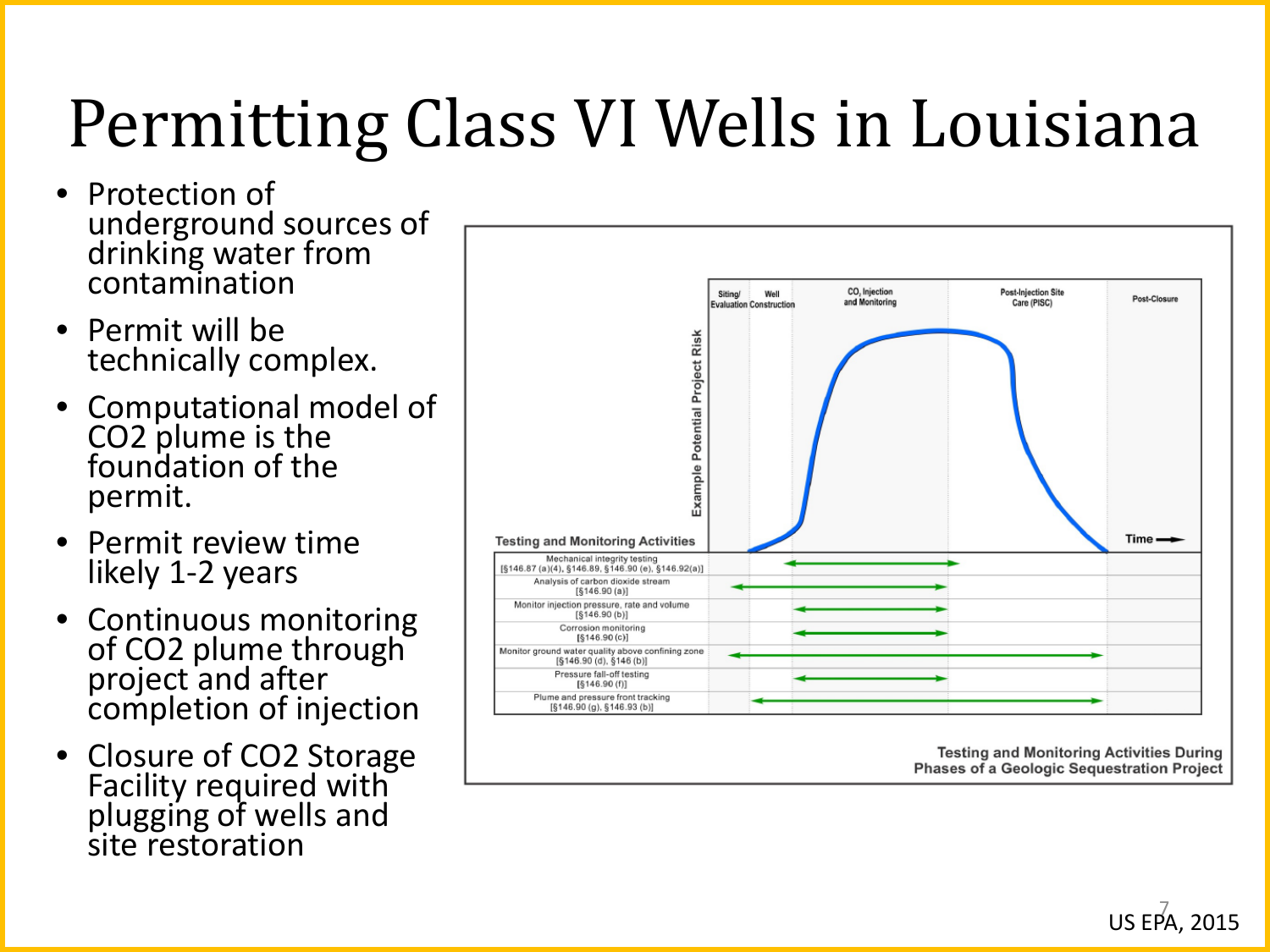# Permitting Class VI Wells in Louisiana

- Protection of underground sources of drinking water from contamination
- Permit will be technically complex.
- Computational model of $CO_2$ plume is the foundation of the permit.
- Permit review time likely 1-2 years
- Continuous monitoring of $CO_2$ plume through project and after completion of injection
- Closure of $CO_2$ Storage Facility required with plugging of wells and site restoration

Example Potential Project Risk

Siting/Evaluation | Well Construction | $CO_2$ Injection and Monitoring | Post-Injection Site Care (PISC) | Post-Closure

Time

| Testing and Monitoring Activities | Siting/Evaluation | Well Construction | $CO_2$ Injection and Monitoring | Post-Injection Site Care (PISC) | Post-Closure |
|---|---|---|---|---|---|
| Mechanical integrity testing [§146.87 (a)(4), §146.89, §146.90 (e), §146.92(a)] | | ✓ (end) | ✓ | ✓ (start) | |
| Analysis of carbon dioxide stream [§146.90 (a)] | ✓ | ✓ | ✓ | | |
| Monitor injection pressure, rate and volume [§146.90 (b)] | | | ✓ | | |
| Corrosion monitoring [§146.90 (c)] | | | ✓ | | |
| Monitor ground water quality above confining zone [§146.90 (d), §146 (b)] | ✓ | ✓ | ✓ | ✓ | |
| Pressure fall-off testing [§146.90 (f)] | | | ✓ | | |
| Plume and pressure front tracking [§146.90 (g), §146.93 (b)] | | ✓ | ✓ | ✓ | |

Testing and Monitoring Activities During Phases of a Geologic Sequestration Project

US EPA, 2015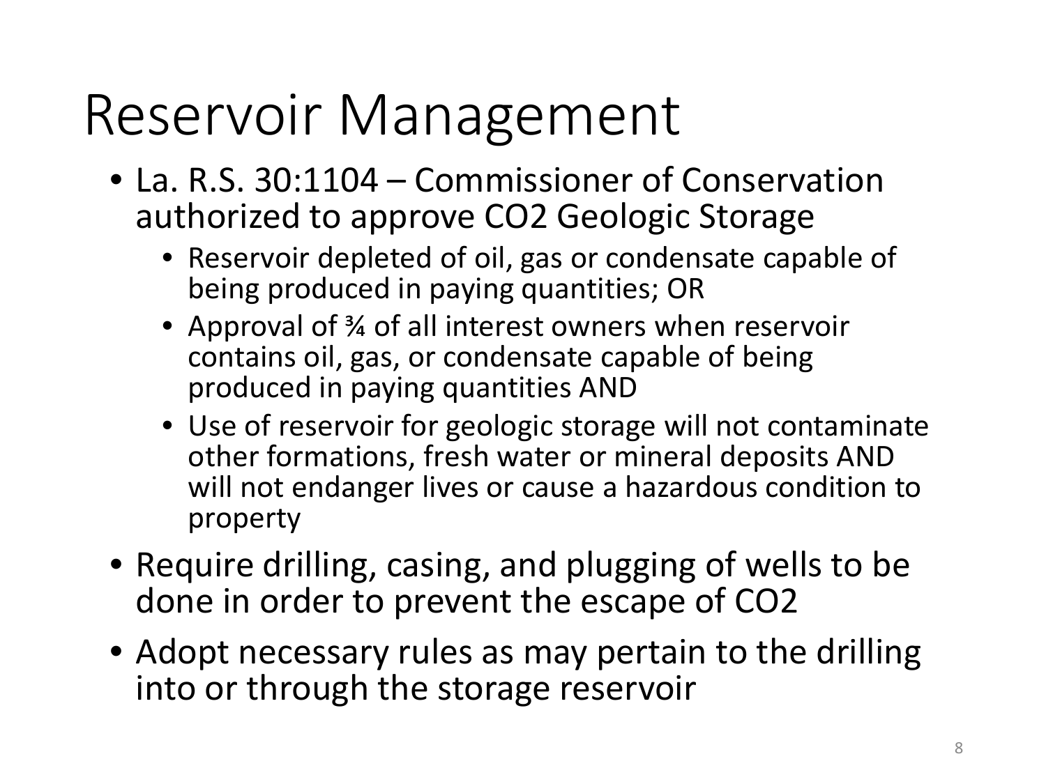# Reservoir Management

- La. R.S. 30:1104 – Commissioner of Conservation authorized to approve $CO_2$ Geologic Storage
  - Reservoir depleted of oil, gas or condensate capable of being produced in paying quantities; OR
  - Approval of ¾ of all interest owners when reservoir contains oil, gas, or condensate capable of being produced in paying quantities AND
  - Use of reservoir for geologic storage will not contaminate other formations, fresh water or mineral deposits AND will not endanger lives or cause a hazardous condition to property
- Require drilling, casing, and plugging of wells to be done in order to prevent the escape of $CO_2$
- Adopt necessary rules as may pertain to the drilling into or through the storage reservoir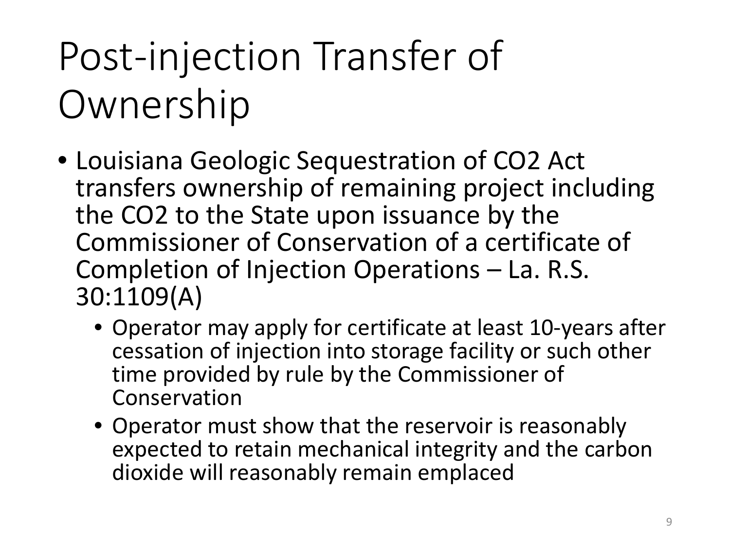# Post-injection Transfer of Ownership

- Louisiana Geologic Sequestration of $CO_2$ Act transfers ownership of remaining project including the $CO_2$ to the State upon issuance by the Commissioner of Conservation of a certificate of Completion of Injection Operations – La. R.S. 30:1109(A)
  - Operator may apply for certificate at least 10-years after cessation of injection into storage facility or such other time provided by rule by the Commissioner of Conservation
  - Operator must show that the reservoir is reasonably expected to retain mechanical integrity and the carbon dioxide will reasonably remain emplaced